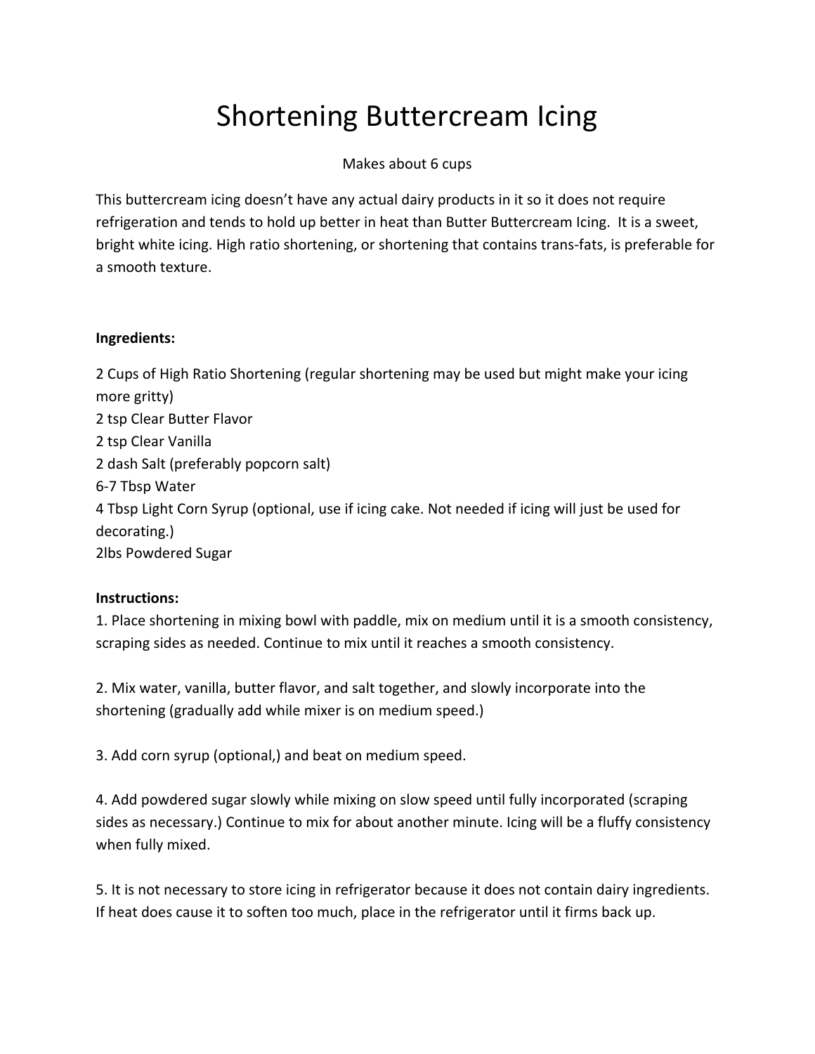# Shortening Buttercream Icing

Makes about 6 cups

This buttercream icing doesn't have any actual dairy products in it so it does not require refrigeration and tends to hold up better in heat than Butter Buttercream Icing. It is a sweet, bright white icing. High ratio shortening, or shortening that contains trans-fats, is preferable for a smooth texture.

**Ingredients:**

2 Cups of High Ratio Shortening (regular shortening may be used but might make your icing more gritty)
2 tsp Clear Butter Flavor
2 tsp Clear Vanilla
2 dash Salt (preferably popcorn salt)
6-7 Tbsp Water
4 Tbsp Light Corn Syrup (optional, use if icing cake. Not needed if icing will just be used for decorating.)
2lbs Powdered Sugar

**Instructions:**

1. Place shortening in mixing bowl with paddle, mix on medium until it is a smooth consistency, scraping sides as needed. Continue to mix until it reaches a smooth consistency.

2. Mix water, vanilla, butter flavor, and salt together, and slowly incorporate into the shortening (gradually add while mixer is on medium speed.)

3. Add corn syrup (optional,) and beat on medium speed.

4. Add powdered sugar slowly while mixing on slow speed until fully incorporated (scraping sides as necessary.) Continue to mix for about another minute. Icing will be a fluffy consistency when fully mixed.

5. It is not necessary to store icing in refrigerator because it does not contain dairy ingredients. If heat does cause it to soften too much, place in the refrigerator until it firms back up.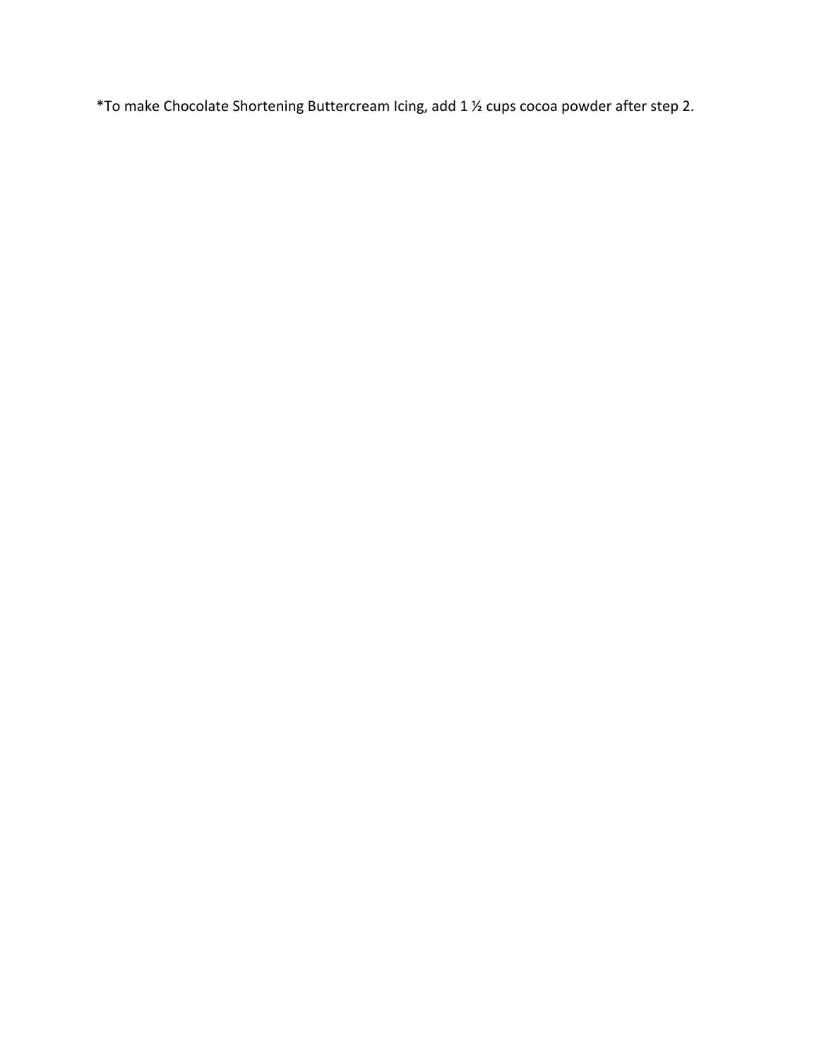*To make Chocolate Shortening Buttercream Icing, add 1 ½ cups cocoa powder after step 2.